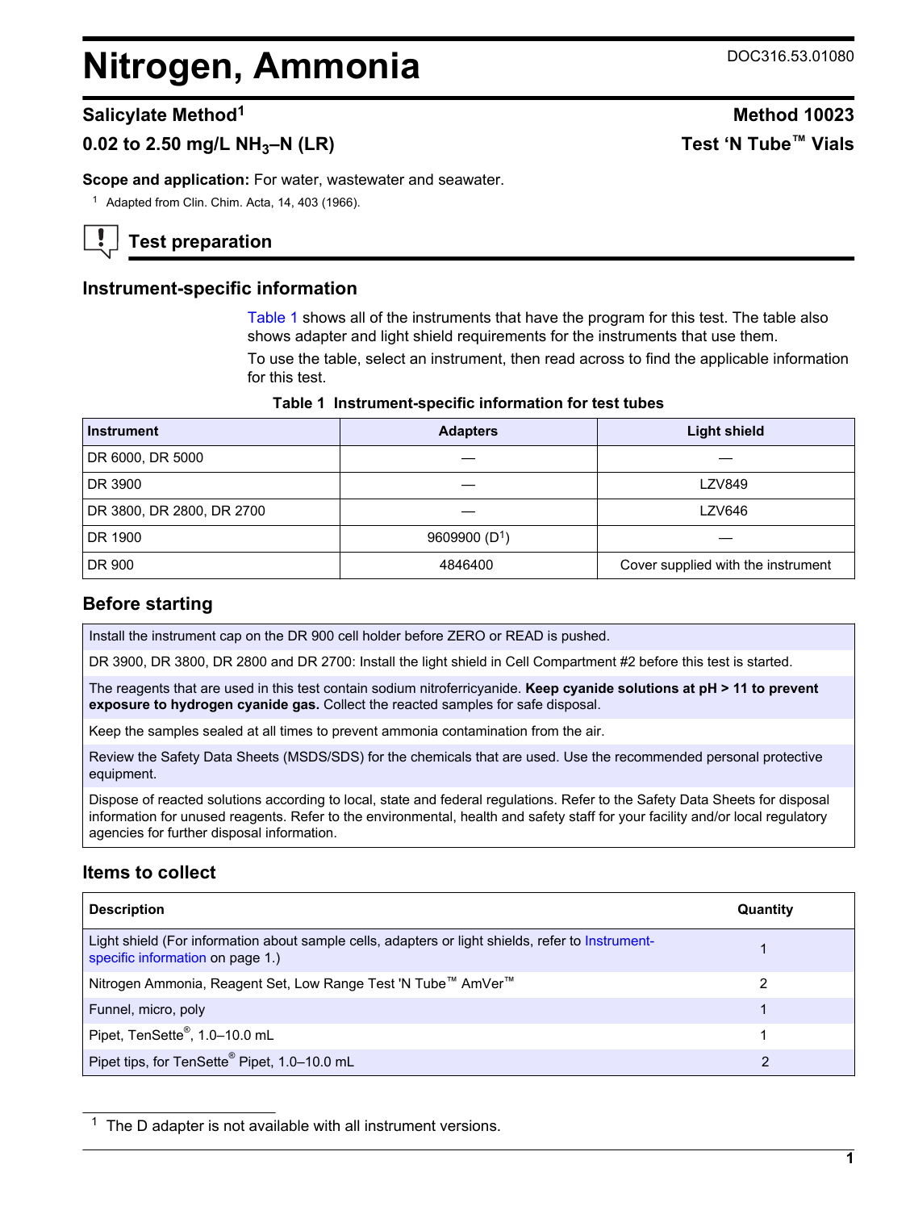# Nitrogen, Ammonia

DOC316.53.01080

## Salicylate Method[1]

**Method 10023**

## 0.02 to 2.50 mg/L $NH_3$–N (LR)

**Test 'N Tube™ Vials**

**Scope and application:** For water, wastewater and seawater.

[1] Adapted from Clin. Chim. Acta, 14, 403 (1966).

## Test preparation

### Instrument-specific information

Table 1 shows all of the instruments that have the program for this test. The table also shows adapter and light shield requirements for the instruments that use them.

To use the table, select an instrument, then read across to find the applicable information for this test.

**Table 1 Instrument-specific information for test tubes**

| Instrument | Adapters | Light shield |
|---|---|---|
| DR 6000, DR 5000 | — | — |
| DR 3900 | — | LZV849 |
| DR 3800, DR 2800, DR 2700 | — | LZV646 |
| DR 1900 | 9609900 (D[1]) | — |
| DR 900 | 4846400 | Cover supplied with the instrument |

### Before starting

| |
|---|
| Install the instrument cap on the DR 900 cell holder before ZERO or READ is pushed. |
| DR 3900, DR 3800, DR 2800 and DR 2700: Install the light shield in Cell Compartment #2 before this test is started. |
| The reagents that are used in this test contain sodium nitroferricyanide. **Keep cyanide solutions at pH > 11 to prevent exposure to hydrogen cyanide gas.** Collect the reacted samples for safe disposal. |
| Keep the samples sealed at all times to prevent ammonia contamination from the air. |
| Review the Safety Data Sheets (MSDS/SDS) for the chemicals that are used. Use the recommended personal protective equipment. |
| Dispose of reacted solutions according to local, state and federal regulations. Refer to the Safety Data Sheets for disposal information for unused reagents. Refer to the environmental, health and safety staff for your facility and/or local regulatory agencies for further disposal information. |

### Items to collect

| Description | Quantity |
|---|---|
| Light shield (For information about sample cells, adapters or light shields, refer to Instrument-specific information on page 1.) | 1 |
| Nitrogen Ammonia, Reagent Set, Low Range Test 'N Tube™ AmVer™ | 2 |
| Funnel, micro, poly | 1 |
| Pipet, TenSette®, 1.0–10.0 mL | 1 |
| Pipet tips, for TenSette® Pipet, 1.0–10.0 mL | 2 |

[1] The D adapter is not available with all instrument versions.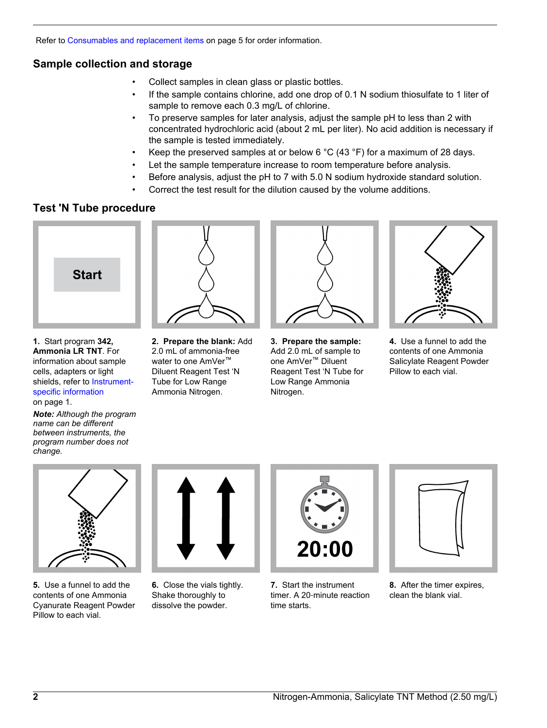Refer to Consumables and replacement items on page 5 for order information.

## Sample collection and storage

- Collect samples in clean glass or plastic bottles.
- If the sample contains chlorine, add one drop of 0.1 N sodium thiosulfate to 1 liter of sample to remove each 0.3 mg/L of chlorine.
- To preserve samples for later analysis, adjust the sample pH to less than 2 with concentrated hydrochloric acid (about 2 mL per liter). No acid addition is necessary if the sample is tested immediately.
- Keep the preserved samples at or below 6 °C (43 °F) for a maximum of 28 days.
- Let the sample temperature increase to room temperature before analysis.
- Before analysis, adjust the pH to 7 with 5.0 N sodium hydroxide standard solution.
- Correct the test result for the dilution caused by the volume additions.

## Test 'N Tube procedure

**1.** Start program **342, Ammonia LR TNT**. For information about sample cells, adapters or light shields, refer to Instrument-specific information on page 1.

***Note:*** *Although the program name can be different between instruments, the program number does not change.*

**2. Prepare the blank:** Add 2.0 mL of ammonia-free water to one AmVer™ Diluent Reagent Test 'N Tube for Low Range Ammonia Nitrogen.

**3. Prepare the sample:** Add 2.0 mL of sample to one AmVer™ Diluent Reagent Test 'N Tube for Low Range Ammonia Nitrogen.

**4.** Use a funnel to add the contents of one Ammonia Salicylate Reagent Powder Pillow to each vial.

**5.** Use a funnel to add the contents of one Ammonia Cyanurate Reagent Powder Pillow to each vial.

**6.** Close the vials tightly. Shake thoroughly to dissolve the powder.

**7.** Start the instrument timer. A 20-minute reaction time starts.

**8.** After the timer expires, clean the blank vial.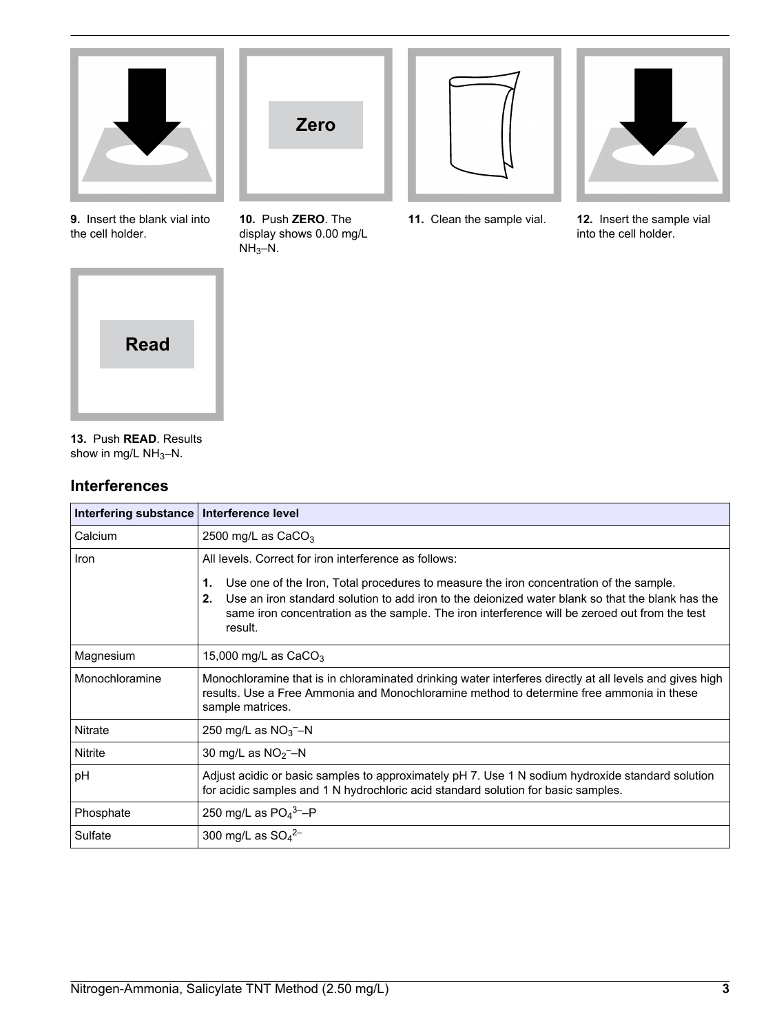9. Insert the blank vial into the cell holder.

10. Push **ZERO**. The display shows 0.00 mg/L $NH_3$–N.

11. Clean the sample vial.

12. Insert the sample vial into the cell holder.

13. Push **READ**. Results show in mg/L $NH_3$–N.

## Interferences

| Interfering substance | Interference level |
|---|---|
| Calcium | 2500 mg/L as $CaCO_3$ |
| Iron | All levels. Correct for iron interference as follows: 1. Use one of the Iron, Total procedures to measure the iron concentration of the sample. 2. Use an iron standard solution to add iron to the deionized water blank so that the blank has the same iron concentration as the sample. The iron interference will be zeroed out from the test result. |
| Magnesium | 15,000 mg/L as $CaCO_3$ |
| Monochloramine | Monochloramine that is in chloraminated drinking water interferes directly at all levels and gives high results. Use a Free Ammonia and Monochloramine method to determine free ammonia in these sample matrices. |
| Nitrate | 250 mg/L as $NO_3^-$–N |
| Nitrite | 30 mg/L as $NO_2^-$–N |
| pH | Adjust acidic or basic samples to approximately pH 7. Use 1 N sodium hydroxide standard solution for acidic samples and 1 N hydrochloric acid standard solution for basic samples. |
| Phosphate | 250 mg/L as $PO_4^{3-}$–P |
| Sulfate | 300 mg/L as $SO_4^{2-}$ |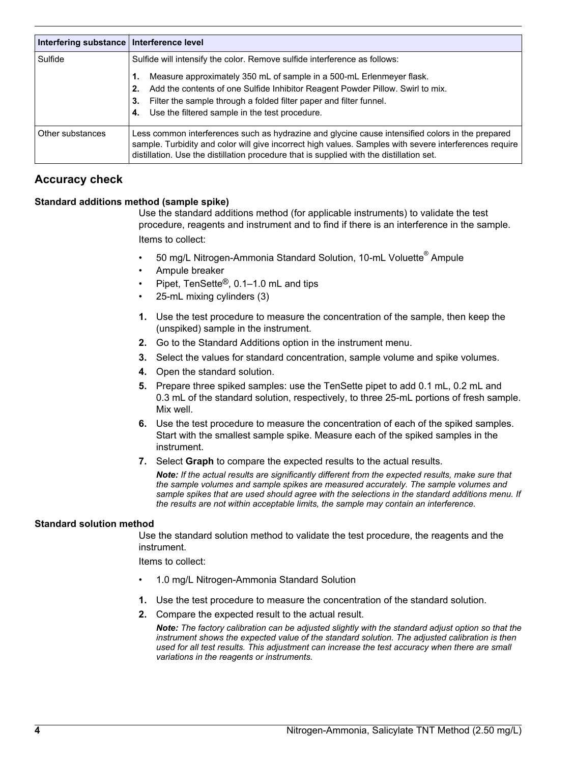| Interfering substance | Interference level |
| --- | --- |
| Sulfide | Sulfide will intensify the color. Remove sulfide interference as follows: 1. Measure approximately 350 mL of sample in a 500-mL Erlenmeyer flask. 2. Add the contents of one Sulfide Inhibitor Reagent Powder Pillow. Swirl to mix. 3. Filter the sample through a folded filter paper and filter funnel. 4. Use the filtered sample in the test procedure. |
| Other substances | Less common interferences such as hydrazine and glycine cause intensified colors in the prepared sample. Turbidity and color will give incorrect high values. Samples with severe interferences require distillation. Use the distillation procedure that is supplied with the distillation set. |

## Accuracy check

### Standard additions method (sample spike)

Use the standard additions method (for applicable instruments) to validate the test procedure, reagents and instrument and to find if there is an interference in the sample.

Items to collect:

- 50 mg/L Nitrogen-Ammonia Standard Solution, 10-mL Voluette® Ampule
- Ampule breaker
- Pipet, TenSette®, 0.1–1.0 mL and tips
- 25-mL mixing cylinders (3)

1. Use the test procedure to measure the concentration of the sample, then keep the (unspiked) sample in the instrument.
2. Go to the Standard Additions option in the instrument menu.
3. Select the values for standard concentration, sample volume and spike volumes.
4. Open the standard solution.
5. Prepare three spiked samples: use the TenSette pipet to add 0.1 mL, 0.2 mL and 0.3 mL of the standard solution, respectively, to three 25-mL portions of fresh sample. Mix well.
6. Use the test procedure to measure the concentration of each of the spiked samples. Start with the smallest sample spike. Measure each of the spiked samples in the instrument.
7. Select **Graph** to compare the expected results to the actual results.

   ***Note:** If the actual results are significantly different from the expected results, make sure that the sample volumes and sample spikes are measured accurately. The sample volumes and sample spikes that are used should agree with the selections in the standard additions menu. If the results are not within acceptable limits, the sample may contain an interference.*

### Standard solution method

Use the standard solution method to validate the test procedure, the reagents and the instrument.

Items to collect:

- 1.0 mg/L Nitrogen-Ammonia Standard Solution

1. Use the test procedure to measure the concentration of the standard solution.
2. Compare the expected result to the actual result.

   ***Note:** The factory calibration can be adjusted slightly with the standard adjust option so that the instrument shows the expected value of the standard solution. The adjusted calibration is then used for all test results. This adjustment can increase the test accuracy when there are small variations in the reagents or instruments.*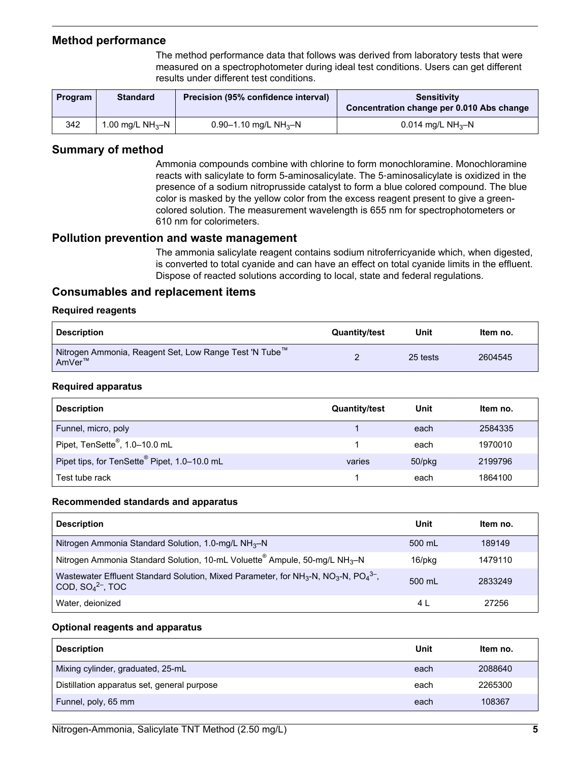## Method performance

The method performance data that follows was derived from laboratory tests that were measured on a spectrophotometer during ideal test conditions. Users can get different results under different test conditions.

| Program | Standard | Precision (95% confidence interval) | Sensitivity Concentration change per 0.010 Abs change |
|---|---|---|---|
| 342 | 1.00 mg/L $NH_3$–N | 0.90–1.10 mg/L $NH_3$–N | 0.014 mg/L $NH_3$–N |

## Summary of method

Ammonia compounds combine with chlorine to form monochloramine. Monochloramine reacts with salicylate to form 5-aminosalicylate. The 5-aminosalicylate is oxidized in the presence of a sodium nitroprusside catalyst to form a blue colored compound. The blue color is masked by the yellow color from the excess reagent present to give a green-colored solution. The measurement wavelength is 655 nm for spectrophotometers or 610 nm for colorimeters.

## Pollution prevention and waste management

The ammonia salicylate reagent contains sodium nitroferricyanide which, when digested, is converted to total cyanide and can have an effect on total cyanide limits in the effluent. Dispose of reacted solutions according to local, state and federal regulations.

## Consumables and replacement items

### Required reagents

| Description | Quantity/test | Unit | Item no. |
|---|---|---|---|
| Nitrogen Ammonia, Reagent Set, Low Range Test 'N Tube™ AmVer™ | 2 | 25 tests | 2604545 |

### Required apparatus

| Description | Quantity/test | Unit | Item no. |
|---|---|---|---|
| Funnel, micro, poly | 1 | each | 2584335 |
| Pipet, TenSette®, 1.0–10.0 mL | 1 | each | 1970010 |
| Pipet tips, for TenSette® Pipet, 1.0–10.0 mL | varies | 50/pkg | 2199796 |
| Test tube rack | 1 | each | 1864100 |

### Recommended standards and apparatus

| Description | Unit | Item no. |
|---|---|---|
| Nitrogen Ammonia Standard Solution, 1.0-mg/L $NH_3$–N | 500 mL | 189149 |
| Nitrogen Ammonia Standard Solution, 10-mL Voluette® Ampule, 50-mg/L $NH_3$–N | 16/pkg | 1479110 |
| Wastewater Effluent Standard Solution, Mixed Parameter, for $NH_3$-N, $NO_3$-N, $PO_4^{3-}$, COD, $SO_4^{2-}$, TOC | 500 mL | 2833249 |
| Water, deionized | 4 L | 27256 |

### Optional reagents and apparatus

| Description | Unit | Item no. |
|---|---|---|
| Mixing cylinder, graduated, 25-mL | each | 2088640 |
| Distillation apparatus set, general purpose | each | 2265300 |
| Funnel, poly, 65 mm | each | 108367 |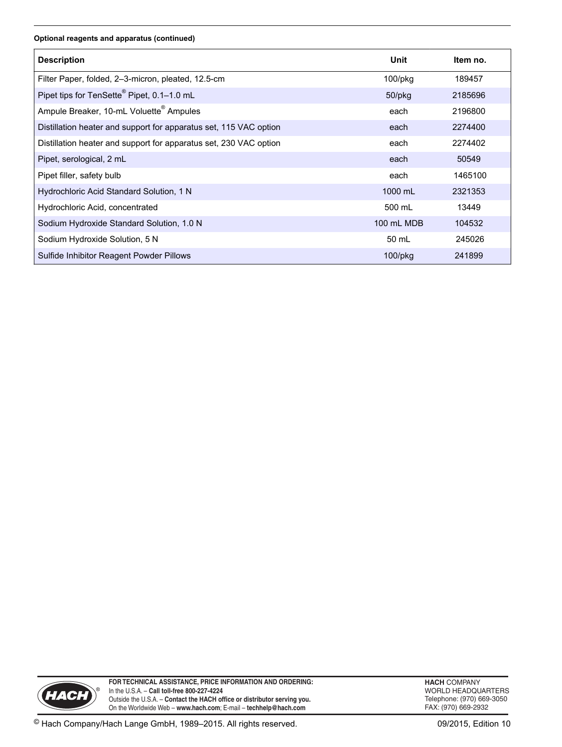**Optional reagents and apparatus (continued)**

| Description | Unit | Item no. |
|---|---|---|
| Filter Paper, folded, 2–3-micron, pleated, 12.5-cm | 100/pkg | 189457 |
| Pipet tips for TenSette® Pipet, 0.1–1.0 mL | 50/pkg | 2185696 |
| Ampule Breaker, 10-mL Voluette® Ampules | each | 2196800 |
| Distillation heater and support for apparatus set, 115 VAC option | each | 2274400 |
| Distillation heater and support for apparatus set, 230 VAC option | each | 2274402 |
| Pipet, serological, 2 mL | each | 50549 |
| Pipet filler, safety bulb | each | 1465100 |
| Hydrochloric Acid Standard Solution, 1 N | 1000 mL | 2321353 |
| Hydrochloric Acid, concentrated | 500 mL | 13449 |
| Sodium Hydroxide Standard Solution, 1.0 N | 100 mL MDB | 104532 |
| Sodium Hydroxide Solution, 5 N | 50 mL | 245026 |
| Sulfide Inhibitor Reagent Powder Pillows | 100/pkg | 241899 |

**FOR TECHNICAL ASSISTANCE, PRICE INFORMATION AND ORDERING:**
In the U.S.A. – **Call toll-free 800-227-4224**
Outside the U.S.A. – **Contact the HACH office or distributor serving you.**
On the Worldwide Web – **www.hach.com**; E-mail – **techhelp@hach.com**

**HACH** COMPANY
WORLD HEADQUARTERS
Telephone: (970) 669-3050
FAX: (970) 669-2932

© Hach Company/Hach Lange GmbH, 1989–2015. All rights reserved.

09/2015, Edition 10